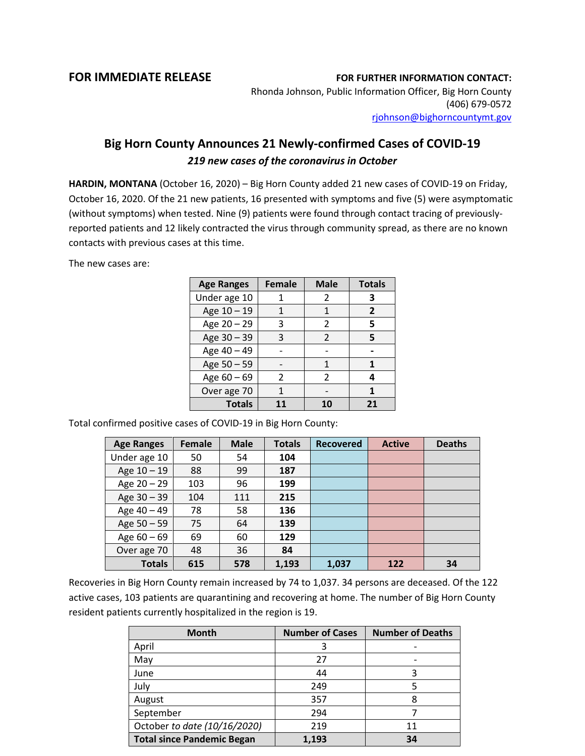**FOR IMMEDIATE RELEASE**

**FOR FURTHER INFORMATION CONTACT:**
Rhonda Johnson, Public Information Officer, Big Horn County
(406) 679-0572
rjohnson@bighorncountymt.gov

## Big Horn County Announces 21 Newly-confirmed Cases of COVID-19

### *219 new cases of the coronavirus in October*

**HARDIN, MONTANA** (October 16, 2020) – Big Horn County added 21 new cases of COVID-19 on Friday, October 16, 2020. Of the 21 new patients, 16 presented with symptoms and five (5) were asymptomatic (without symptoms) when tested. Nine (9) patients were found through contact tracing of previously-reported patients and 12 likely contracted the virus through community spread, as there are no known contacts with previous cases at this time.

The new cases are:

| Age Ranges | Female | Male | Totals |
|---|---|---|---|
| Under age 10 | 1 | 2 | **3** |
| Age 10 – 19 | 1 | 1 | **2** |
| Age 20 – 29 | 3 | 2 | **5** |
| Age 30 – 39 | 3 | 2 | **5** |
| Age 40 – 49 | - | - | **-** |
| Age 50 – 59 | - | 1 | **1** |
| Age 60 – 69 | 2 | 2 | **4** |
| Over age 70 | 1 | - | **1** |
| **Totals** | **11** | **10** | **21** |

Total confirmed positive cases of COVID-19 in Big Horn County:

| Age Ranges | Female | Male | Totals | Recovered | Active | Deaths |
|---|---|---|---|---|---|---|
| Under age 10 | 50 | 54 | **104** | | | |
| Age 10 – 19 | 88 | 99 | **187** | | | |
| Age 20 – 29 | 103 | 96 | **199** | | | |
| Age 30 – 39 | 104 | 111 | **215** | | | |
| Age 40 – 49 | 78 | 58 | **136** | | | |
| Age 50 – 59 | 75 | 64 | **139** | | | |
| Age 60 – 69 | 69 | 60 | **129** | | | |
| Over age 70 | 48 | 36 | **84** | | | |
| **Totals** | **615** | **578** | **1,193** | **1,037** | **122** | **34** |

Recoveries in Big Horn County remain increased by 74 to 1,037. 34 persons are deceased. Of the 122 active cases, 103 patients are quarantining and recovering at home. The number of Big Horn County resident patients currently hospitalized in the region is 19.

| Month | Number of Cases | Number of Deaths |
|---|---|---|
| April | 3 | - |
| May | 27 | - |
| June | 44 | 3 |
| July | 249 | 5 |
| August | 357 | 8 |
| September | 294 | 7 |
| October *to date (10/16/2020)* | 219 | 11 |
| **Total since Pandemic Began** | **1,193** | **34** |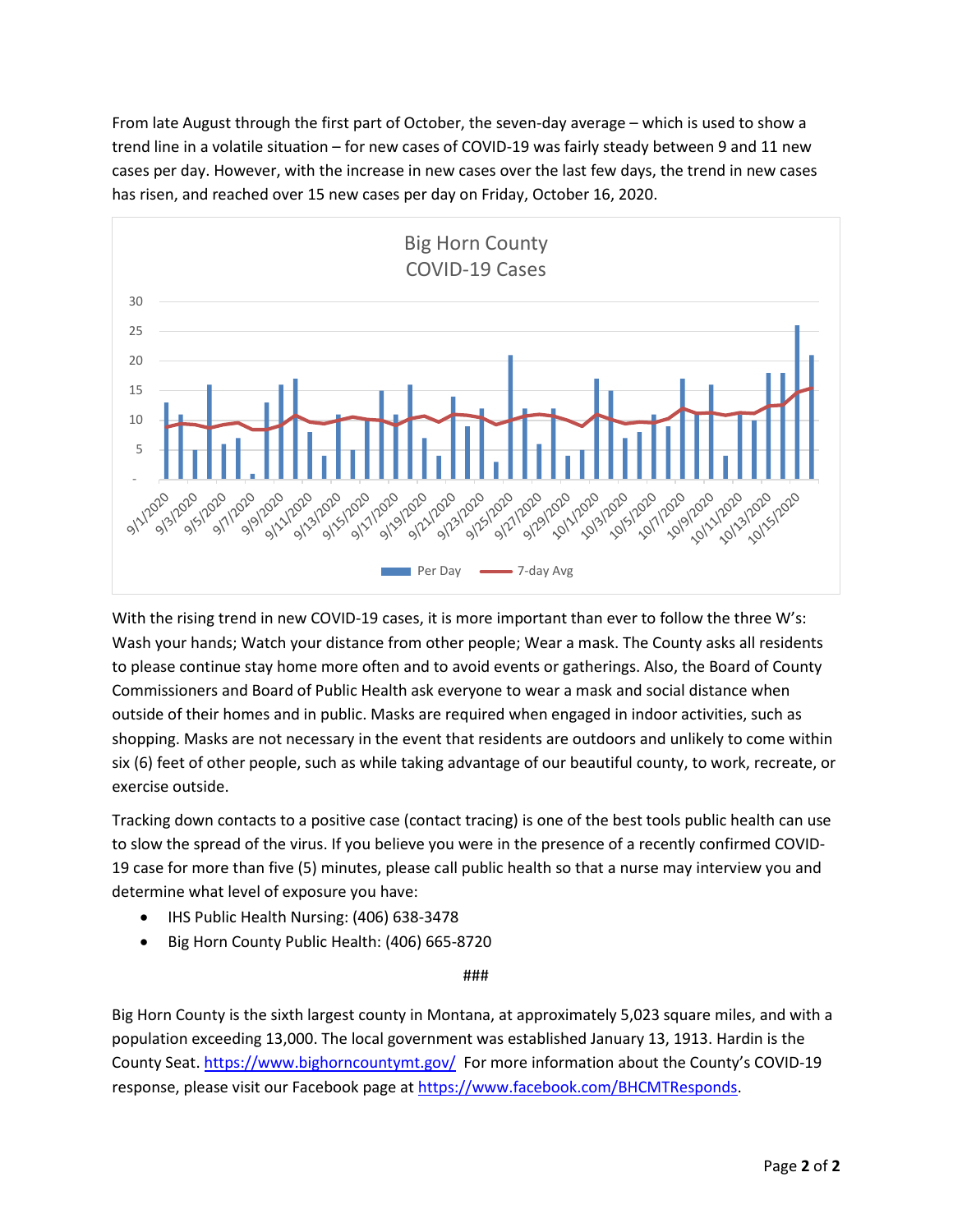From late August through the first part of October, the seven-day average – which is used to show a trend line in a volatile situation – for new cases of COVID-19 was fairly steady between 9 and 11 new cases per day. However, with the increase in new cases over the last few days, the trend in new cases has risen, and reached over 15 new cases per day on Friday, October 16, 2020.

Big Horn County
COVID-19 Cases

30
25
20
15
10
5
-

9/1/2020 9/3/2020 9/5/2020 9/7/2020 9/9/2020 9/11/2020 9/13/2020 9/15/2020 9/17/2020 9/19/2020 9/21/2020 9/23/2020 9/25/2020 9/27/2020 9/29/2020 10/1/2020 10/3/2020 10/5/2020 10/7/2020 10/9/2020 10/11/2020 10/13/2020 10/15/2020

Per Day
7-day Avg

With the rising trend in new COVID-19 cases, it is more important than ever to follow the three W's: Wash your hands; Watch your distance from other people; Wear a mask. The County asks all residents to please continue stay home more often and to avoid events or gatherings. Also, the Board of County Commissioners and Board of Public Health ask everyone to wear a mask and social distance when outside of their homes and in public. Masks are required when engaged in indoor activities, such as shopping. Masks are not necessary in the event that residents are outdoors and unlikely to come within six (6) feet of other people, such as while taking advantage of our beautiful county, to work, recreate, or exercise outside.

Tracking down contacts to a positive case (contact tracing) is one of the best tools public health can use to slow the spread of the virus. If you believe you were in the presence of a recently confirmed COVID-19 case for more than five (5) minutes, please call public health so that a nurse may interview you and determine what level of exposure you have:

- IHS Public Health Nursing: (406) 638-3478
- Big Horn County Public Health: (406) 665-8720

###

Big Horn County is the sixth largest county in Montana, at approximately 5,023 square miles, and with a population exceeding 13,000. The local government was established January 13, 1913. Hardin is the County Seat. https://www.bighorncountymt.gov/ For more information about the County's COVID-19 response, please visit our Facebook page at https://www.facebook.com/BHCMTResponds.